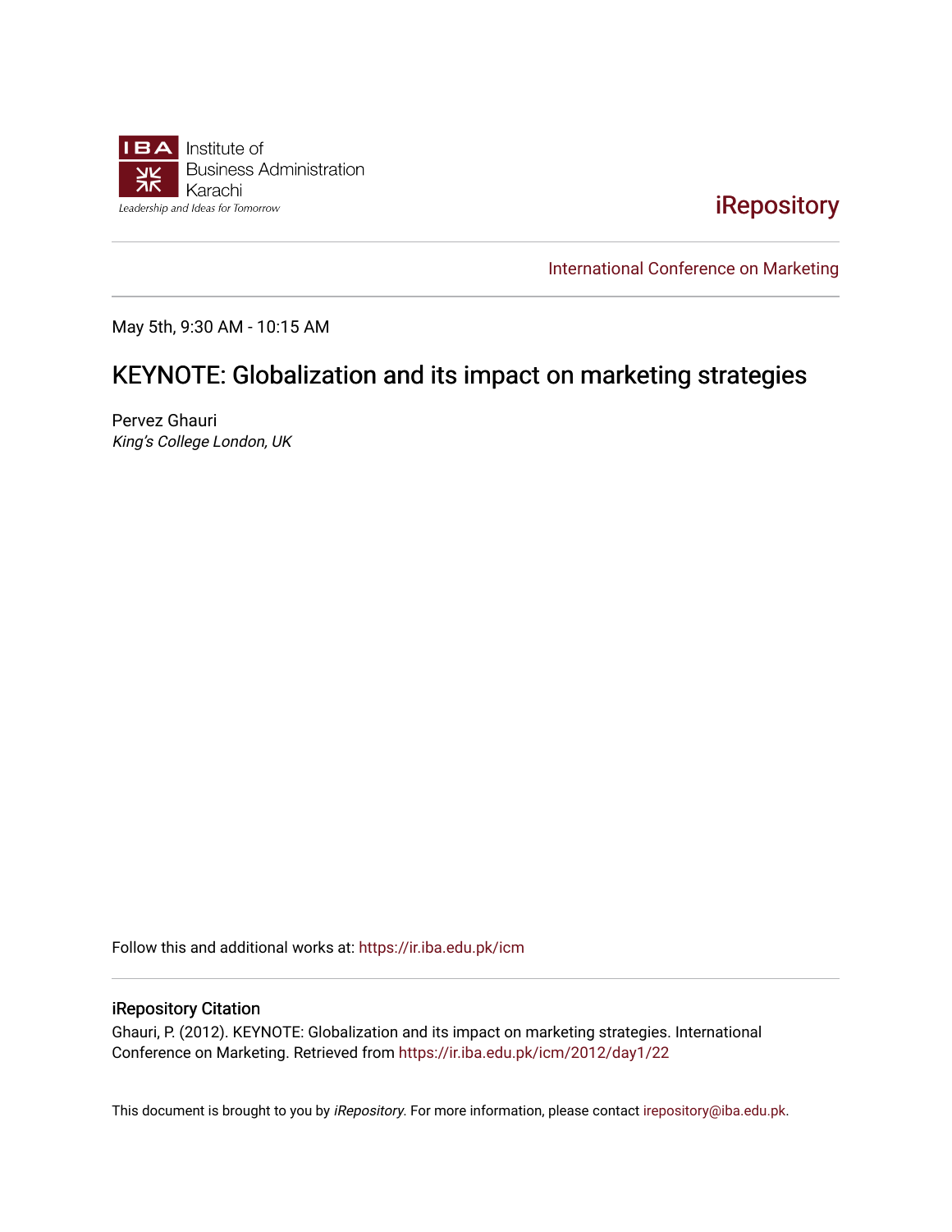Institute of
Business Administration
Karachi
Leadership and Ideas for Tomorrow

iRepository

International Conference on Marketing

May 5th, 9:30 AM - 10:15 AM

# KEYNOTE: Globalization and its impact on marketing strategies

Pervez Ghauri
*King's College London, UK*

Follow this and additional works at: https://ir.iba.edu.pk/icm

## iRepository Citation

Ghauri, P. (2012). KEYNOTE: Globalization and its impact on marketing strategies. International Conference on Marketing. Retrieved from https://ir.iba.edu.pk/icm/2012/day1/22

This document is brought to you by *iRepository*. For more information, please contact irepository@iba.edu.pk.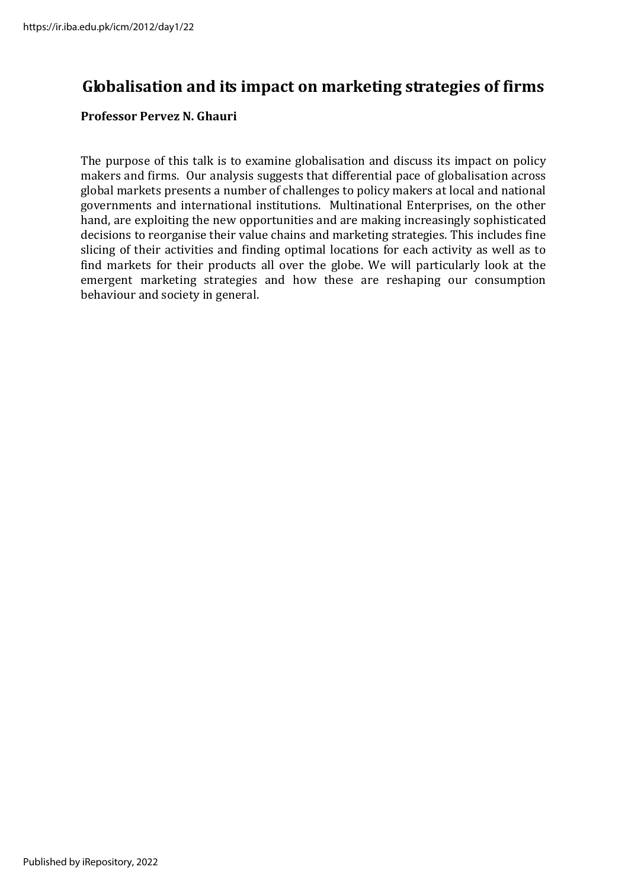## Globalisation and its impact on marketing strategies of firms

**Professor Pervez N. Ghauri**

The purpose of this talk is to examine globalisation and discuss its impact on policy makers and firms. Our analysis suggests that differential pace of globalisation across global markets presents a number of challenges to policy makers at local and national governments and international institutions. Multinational Enterprises, on the other hand, are exploiting the new opportunities and are making increasingly sophisticated decisions to reorganise their value chains and marketing strategies. This includes fine slicing of their activities and finding optimal locations for each activity as well as to find markets for their products all over the globe. We will particularly look at the emergent marketing strategies and how these are reshaping our consumption behaviour and society in general.